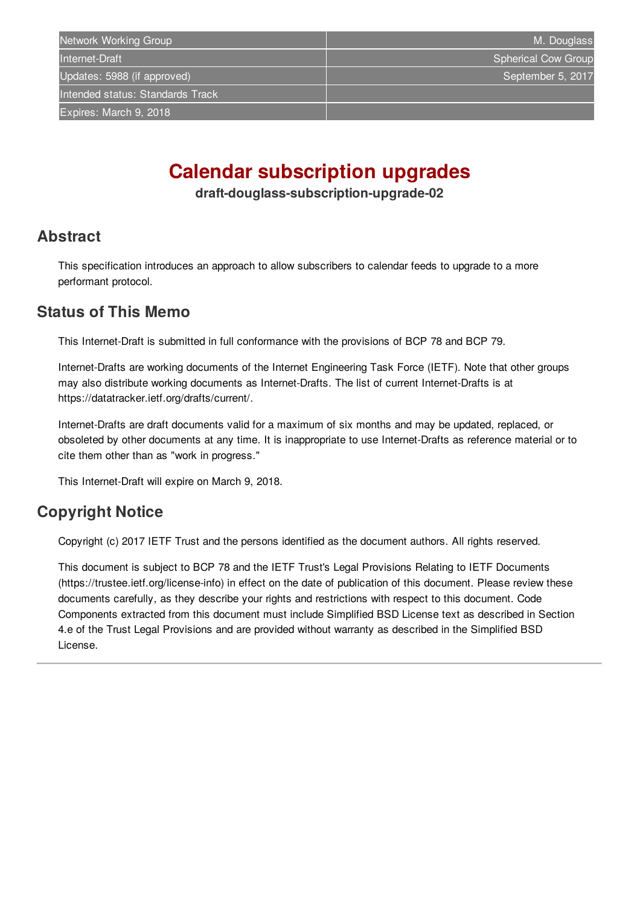| Network Working Group | M. Douglass |
| --- | --- |
| Internet-Draft | Spherical Cow Group |
| Updates: 5988 (if approved) | September 5, 2017 |
| Intended status: Standards Track | |
| Expires: March 9, 2018 | |

# Calendar subscription upgrades

**draft-douglass-subscription-upgrade-02**

## Abstract

This specification introduces an approach to allow subscribers to calendar feeds to upgrade to a more performant protocol.

## Status of This Memo

This Internet-Draft is submitted in full conformance with the provisions of BCP 78 and BCP 79.

Internet-Drafts are working documents of the Internet Engineering Task Force (IETF). Note that other groups may also distribute working documents as Internet-Drafts. The list of current Internet-Drafts is at https://datatracker.ietf.org/drafts/current/.

Internet-Drafts are draft documents valid for a maximum of six months and may be updated, replaced, or obsoleted by other documents at any time. It is inappropriate to use Internet-Drafts as reference material or to cite them other than as "work in progress."

This Internet-Draft will expire on March 9, 2018.

## Copyright Notice

Copyright (c) 2017 IETF Trust and the persons identified as the document authors. All rights reserved.

This document is subject to BCP 78 and the IETF Trust's Legal Provisions Relating to IETF Documents (https://trustee.ietf.org/license-info) in effect on the date of publication of this document. Please review these documents carefully, as they describe your rights and restrictions with respect to this document. Code Components extracted from this document must include Simplified BSD License text as described in Section 4.e of the Trust Legal Provisions and are provided without warranty as described in the Simplified BSD License.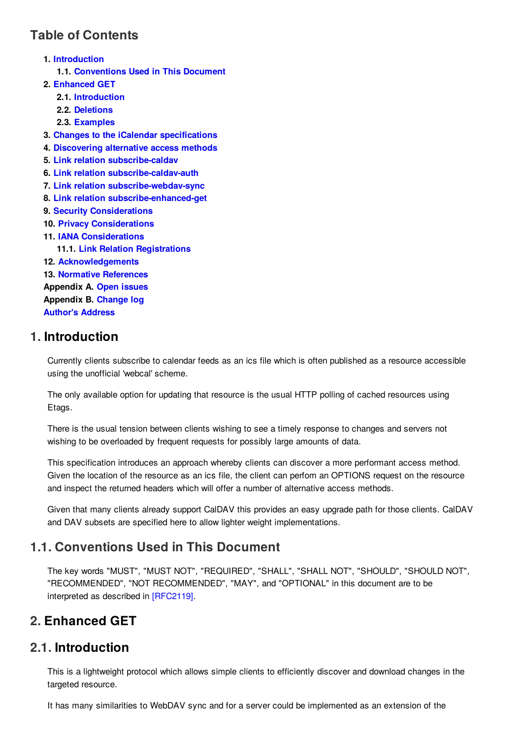## Table of Contents

1. Introduction
    1.1. Conventions Used in This Document
2. Enhanced GET
    2.1. Introduction
    2.2. Deletions
    2.3. Examples
3. Changes to the iCalendar specifications
4. Discovering alternative access methods
5. Link relation subscribe-caldav
6. Link relation subscribe-caldav-auth
7. Link relation subscribe-webdav-sync
8. Link relation subscribe-enhanced-get
9. Security Considerations
10. Privacy Considerations
11. IANA Considerations
    11.1. Link Relation Registrations
12. Acknowledgements
13. Normative References

Appendix A. Open issues
Appendix B. Change log
Author's Address

## 1. Introduction

Currently clients subscribe to calendar feeds as an ics file which is often published as a resource accessible using the unofficial 'webcal' scheme.

The only available option for updating that resource is the usual HTTP polling of cached resources using Etags.

There is the usual tension between clients wishing to see a timely response to changes and servers not wishing to be overloaded by frequent requests for possibly large amounts of data.

This specification introduces an approach whereby clients can discover a more performant access method. Given the location of the resource as an ics file, the client can perfom an OPTIONS request on the resource and inspect the returned headers which will offer a number of alternative access methods.

Given that many clients already support CalDAV this provides an easy upgrade path for those clients. CalDAV and DAV subsets are specified here to allow lighter weight implementations.

## 1.1. Conventions Used in This Document

The key words "MUST", "MUST NOT", "REQUIRED", "SHALL", "SHALL NOT", "SHOULD", "SHOULD NOT", "RECOMMENDED", "NOT RECOMMENDED", "MAY", and "OPTIONAL" in this document are to be interpreted as described in [RFC2119].

## 2. Enhanced GET

## 2.1. Introduction

This is a lightweight protocol which allows simple clients to efficiently discover and download changes in the targeted resource.

It has many similarities to WebDAV sync and for a server could be implemented as an extension of the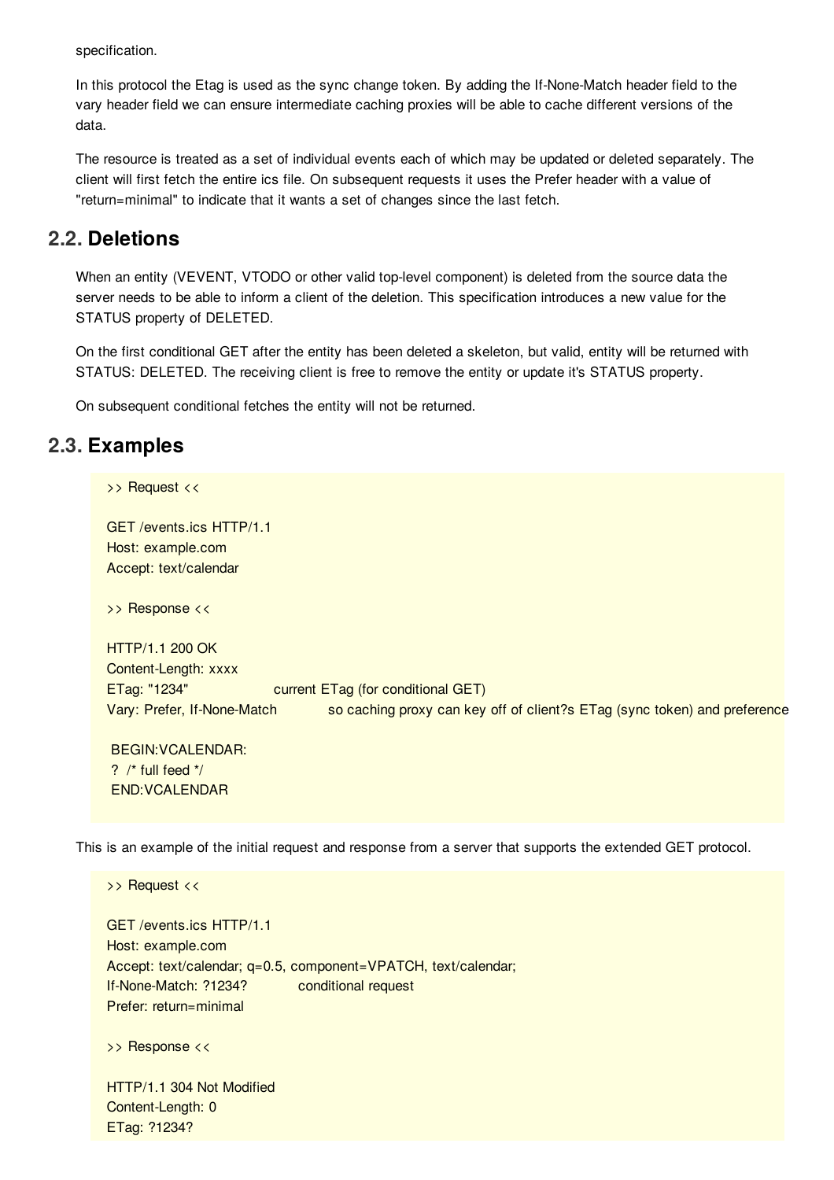specification.

In this protocol the Etag is used as the sync change token. By adding the If-None-Match header field to the vary header field we can ensure intermediate caching proxies will be able to cache different versions of the data.

The resource is treated as a set of individual events each of which may be updated or deleted separately. The client will first fetch the entire ics file. On subsequent requests it uses the Prefer header with a value of "return=minimal" to indicate that it wants a set of changes since the last fetch.

## 2.2. Deletions

When an entity (VEVENT, VTODO or other valid top-level component) is deleted from the source data the server needs to be able to inform a client of the deletion. This specification introduces a new value for the STATUS property of DELETED.

On the first conditional GET after the entity has been deleted a skeleton, but valid, entity will be returned with STATUS: DELETED. The receiving client is free to remove the entity or update it's STATUS property.

On subsequent conditional fetches the entity will not be returned.

## 2.3. Examples

```
>> Request <<

GET /events.ics HTTP/1.1
Host: example.com
Accept: text/calendar

>> Response <<

HTTP/1.1 200 OK
Content-Length: xxxx
ETag: "1234"                current ETag (for conditional GET)
Vary: Prefer, If-None-Match           so caching proxy can key off of client?s ETag (sync token) and preference

 BEGIN:VCALENDAR:
 ?  /* full feed */
 END:VCALENDAR
```

This is an example of the initial request and response from a server that supports the extended GET protocol.

```
>> Request <<

GET /events.ics HTTP/1.1
Host: example.com
Accept: text/calendar; q=0.5, component=VPATCH, text/calendar;
If-None-Match: ?1234?          conditional request
Prefer: return=minimal

>> Response <<

HTTP/1.1 304 Not Modified
Content-Length: 0
ETag: ?1234?
```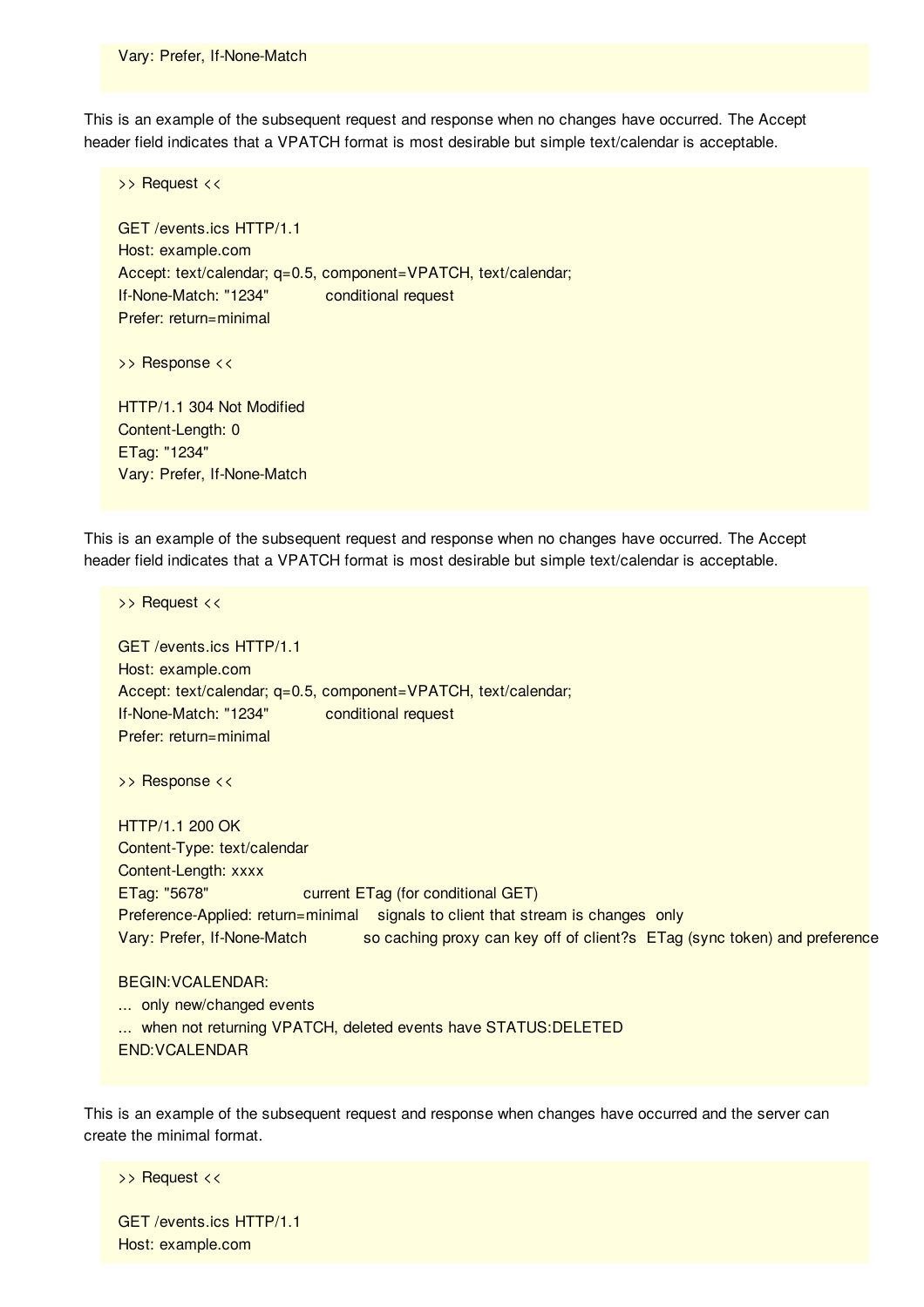```
Vary: Prefer, If-None-Match
```

This is an example of the subsequent request and response when no changes have occurred. The Accept header field indicates that a VPATCH format is most desirable but simple text/calendar is acceptable.

```
>> Request <<

GET /events.ics HTTP/1.1
Host: example.com
Accept: text/calendar; q=0.5, component=VPATCH, text/calendar;
If-None-Match: "1234"           conditional request
Prefer: return=minimal

>> Response <<

HTTP/1.1 304 Not Modified
Content-Length: 0
ETag: "1234"
Vary: Prefer, If-None-Match
```

This is an example of the subsequent request and response when no changes have occurred. The Accept header field indicates that a VPATCH format is most desirable but simple text/calendar is acceptable.

```
>> Request <<

GET /events.ics HTTP/1.1
Host: example.com
Accept: text/calendar; q=0.5, component=VPATCH, text/calendar;
If-None-Match: "1234"           conditional request
Prefer: return=minimal

>> Response <<

HTTP/1.1 200 OK
Content-Type: text/calendar
Content-Length: xxxx
ETag: "5678"                    current ETag (for conditional GET)
Preference-Applied: return=minimal    signals to client that stream is changes  only
Vary: Prefer, If-None-Match           so caching proxy can key off of client?s  ETag (sync token) and preference

BEGIN:VCALENDAR:
...  only new/changed events
...  when not returning VPATCH, deleted events have STATUS:DELETED
END:VCALENDAR
```

This is an example of the subsequent request and response when changes have occurred and the server can create the minimal format.

```
>> Request <<

GET /events.ics HTTP/1.1
Host: example.com
```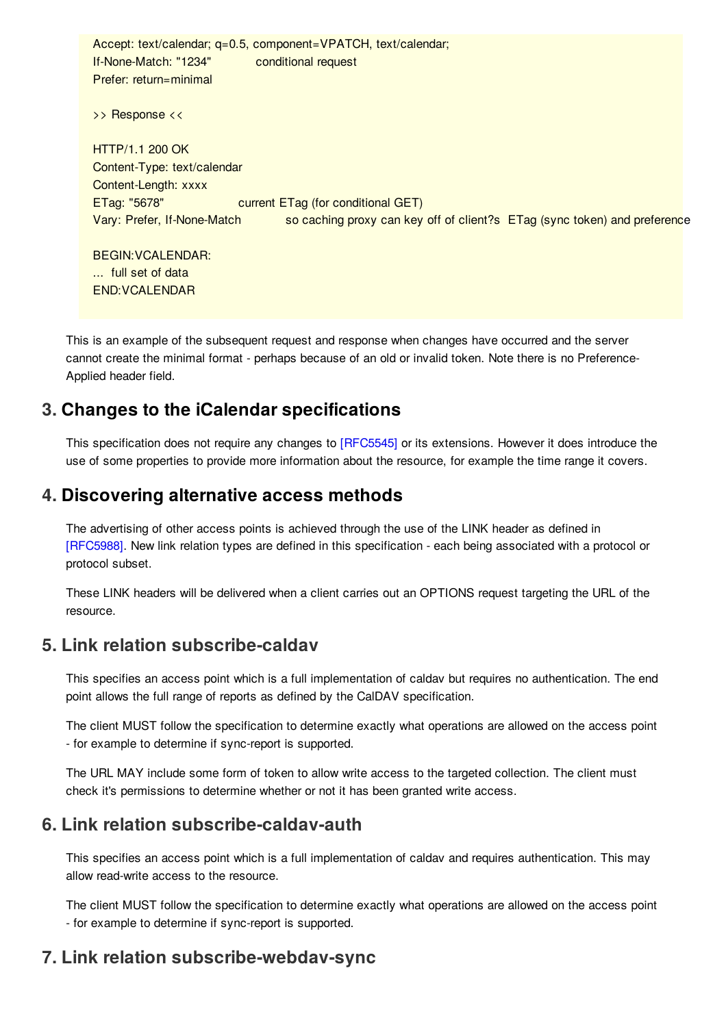```
Accept: text/calendar; q=0.5, component=VPATCH, text/calendar;
If-None-Match: "1234"           conditional request
Prefer: return=minimal

>> Response <<

HTTP/1.1 200 OK
Content-Type: text/calendar
Content-Length: xxxx
ETag: "5678"                 current ETag (for conditional GET)
Vary: Prefer, If-None-Match           so caching proxy can key off of client?s  ETag (sync token) and preference

BEGIN:VCALENDAR:
...  full set of data
END:VCALENDAR
```

This is an example of the subsequent request and response when changes have occurred and the server cannot create the minimal format - perhaps because of an old or invalid token. Note there is no Preference-Applied header field.

## 3. Changes to the iCalendar specifications

This specification does not require any changes to [RFC5545] or its extensions. However it does introduce the use of some properties to provide more information about the resource, for example the time range it covers.

## 4. Discovering alternative access methods

The advertising of other access points is achieved through the use of the LINK header as defined in [RFC5988]. New link relation types are defined in this specification - each being associated with a protocol or protocol subset.

These LINK headers will be delivered when a client carries out an OPTIONS request targeting the URL of the resource.

## 5. Link relation subscribe-caldav

This specifies an access point which is a full implementation of caldav but requires no authentication. The end point allows the full range of reports as defined by the CalDAV specification.

The client MUST follow the specification to determine exactly what operations are allowed on the access point - for example to determine if sync-report is supported.

The URL MAY include some form of token to allow write access to the targeted collection. The client must check it's permissions to determine whether or not it has been granted write access.

## 6. Link relation subscribe-caldav-auth

This specifies an access point which is a full implementation of caldav and requires authentication. This may allow read-write access to the resource.

The client MUST follow the specification to determine exactly what operations are allowed on the access point - for example to determine if sync-report is supported.

## 7. Link relation subscribe-webdav-sync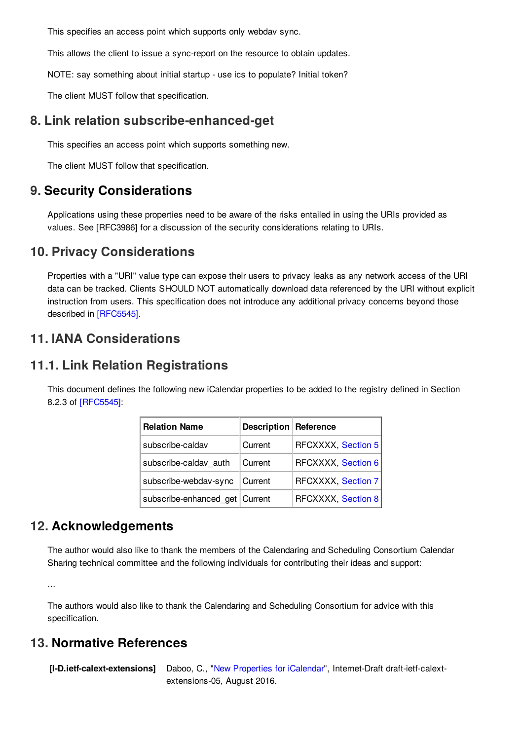This specifies an access point which supports only webdav sync.

This allows the client to issue a sync-report on the resource to obtain updates.

NOTE: say something about initial startup - use ics to populate? Initial token?

The client MUST follow that specification.

## 8. Link relation subscribe-enhanced-get

This specifies an access point which supports something new.

The client MUST follow that specification.

## 9. Security Considerations

Applications using these properties need to be aware of the risks entailed in using the URIs provided as values. See [RFC3986] for a discussion of the security considerations relating to URIs.

## 10. Privacy Considerations

Properties with a "URI" value type can expose their users to privacy leaks as any network access of the URI data can be tracked. Clients SHOULD NOT automatically download data referenced by the URI without explicit instruction from users. This specification does not introduce any additional privacy concerns beyond those described in [RFC5545].

## 11. IANA Considerations

### 11.1. Link Relation Registrations

This document defines the following new iCalendar properties to be added to the registry defined in Section 8.2.3 of [RFC5545]:

| Relation Name | Description | Reference |
|---|---|---|
| subscribe-caldav | Current | RFCXXXX, Section 5 |
| subscribe-caldav_auth | Current | RFCXXXX, Section 6 |
| subscribe-webdav-sync | Current | RFCXXXX, Section 7 |
| subscribe-enhanced_get | Current | RFCXXXX, Section 8 |

## 12. Acknowledgements

The author would also like to thank the members of the Calendaring and Scheduling Consortium Calendar Sharing technical committee and the following individuals for contributing their ideas and support:

...

The authors would also like to thank the Calendaring and Scheduling Consortium for advice with this specification.

## 13. Normative References

**[I-D.ietf-calext-extensions]** Daboo, C., "New Properties for iCalendar", Internet-Draft draft-ietf-calext-extensions-05, August 2016.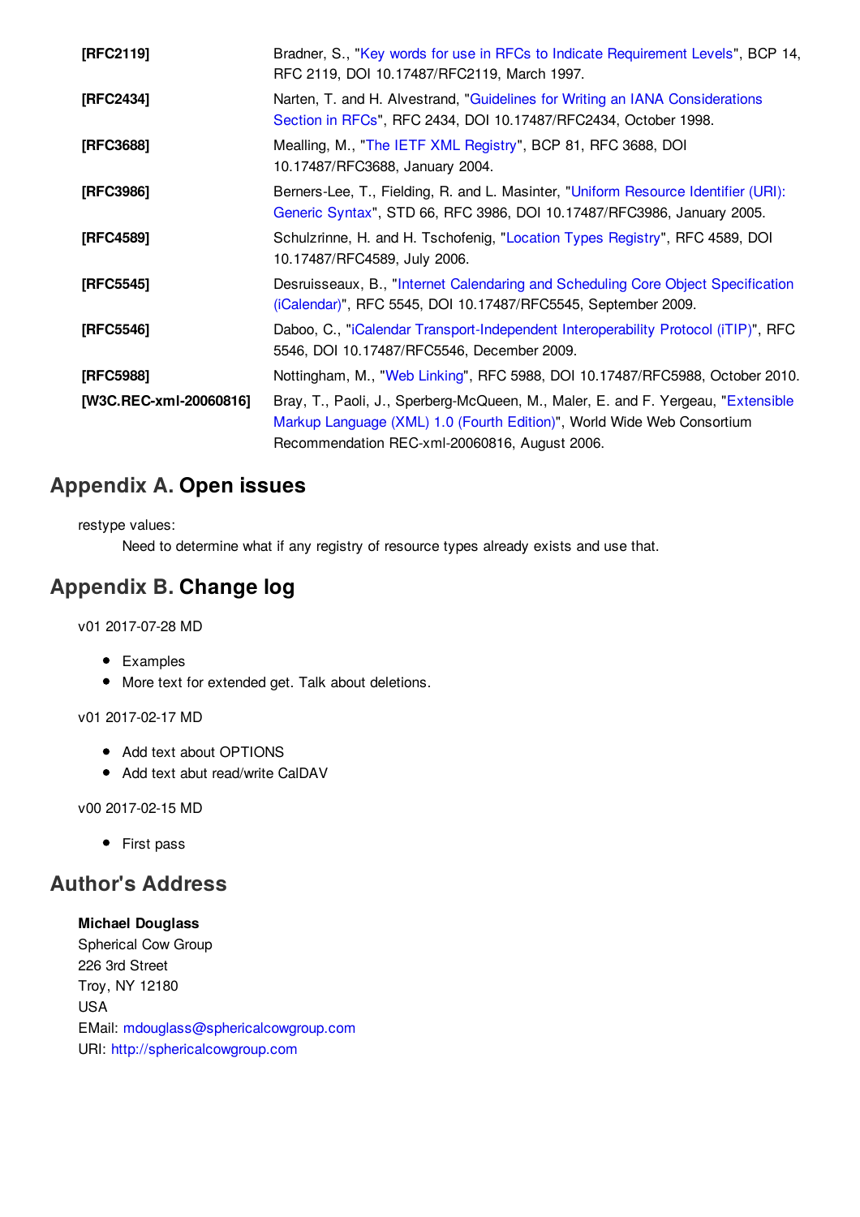**[RFC2119]** Bradner, S., "Key words for use in RFCs to Indicate Requirement Levels", BCP 14, RFC 2119, DOI 10.17487/RFC2119, March 1997.

**[RFC2434]** Narten, T. and H. Alvestrand, "Guidelines for Writing an IANA Considerations Section in RFCs", RFC 2434, DOI 10.17487/RFC2434, October 1998.

**[RFC3688]** Mealling, M., "The IETF XML Registry", BCP 81, RFC 3688, DOI 10.17487/RFC3688, January 2004.

**[RFC3986]** Berners-Lee, T., Fielding, R. and L. Masinter, "Uniform Resource Identifier (URI): Generic Syntax", STD 66, RFC 3986, DOI 10.17487/RFC3986, January 2005.

**[RFC4589]** Schulzrinne, H. and H. Tschofenig, "Location Types Registry", RFC 4589, DOI 10.17487/RFC4589, July 2006.

**[RFC5545]** Desruisseaux, B., "Internet Calendaring and Scheduling Core Object Specification (iCalendar)", RFC 5545, DOI 10.17487/RFC5545, September 2009.

**[RFC5546]** Daboo, C., "iCalendar Transport-Independent Interoperability Protocol (iTIP)", RFC 5546, DOI 10.17487/RFC5546, December 2009.

**[RFC5988]** Nottingham, M., "Web Linking", RFC 5988, DOI 10.17487/RFC5988, October 2010.

**[W3C.REC-xml-20060816]** Bray, T., Paoli, J., Sperberg-McQueen, M., Maler, E. and F. Yergeau, "Extensible Markup Language (XML) 1.0 (Fourth Edition)", World Wide Web Consortium Recommendation REC-xml-20060816, August 2006.

## Appendix A. Open issues

restype values:

Need to determine what if any registry of resource types already exists and use that.

## Appendix B. Change log

v01 2017-07-28 MD

- Examples
- More text for extended get. Talk about deletions.

v01 2017-02-17 MD

- Add text about OPTIONS
- Add text abut read/write CalDAV

v00 2017-02-15 MD

- First pass

## Author's Address

**Michael Douglass**
Spherical Cow Group
226 3rd Street
Troy, NY 12180
USA
EMail: mdouglass@sphericalcowgroup.com
URI: http://sphericalcowgroup.com